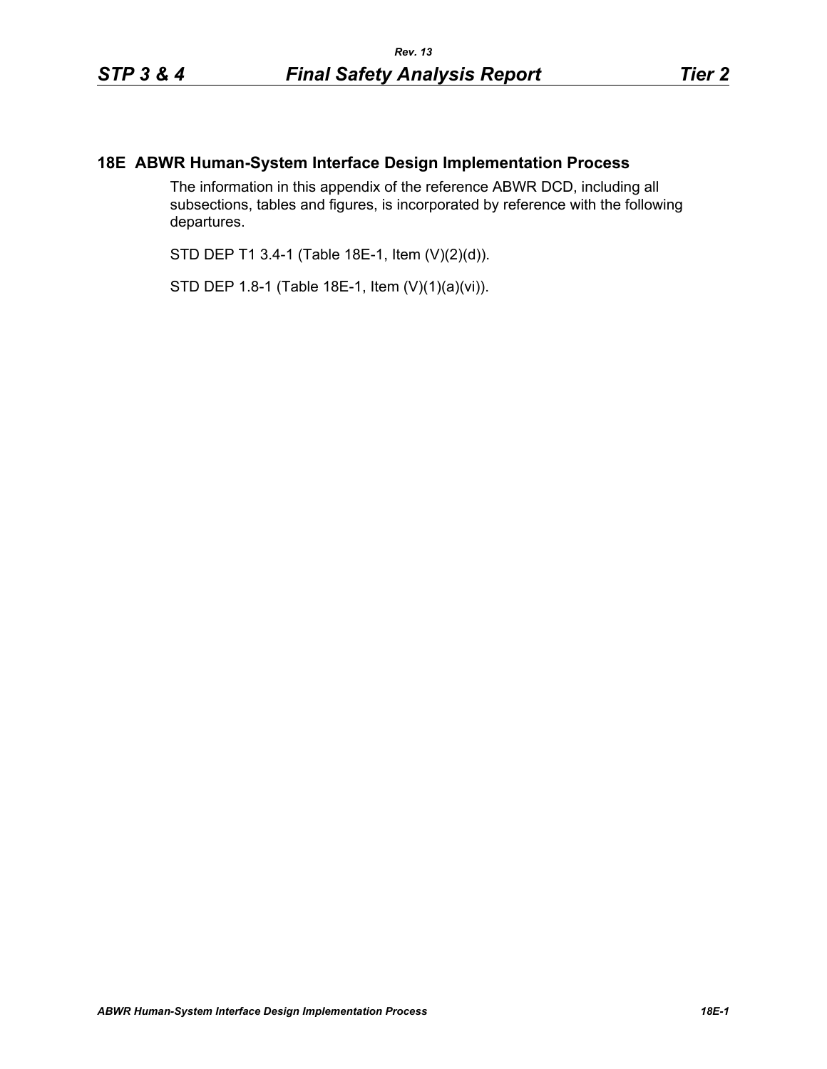# 18E ABWR Human-System Interface Design Implementation Process

The information in this appendix of the reference ABWR DCD, including all subsections, tables and figures, is incorporated by reference with the following departures.

STD DEP T1 3.4-1 (Table 18E-1, Item (V)(2)(d)).

STD DEP 1.8-1 (Table 18E-1, Item (V)(1)(a)(vi)).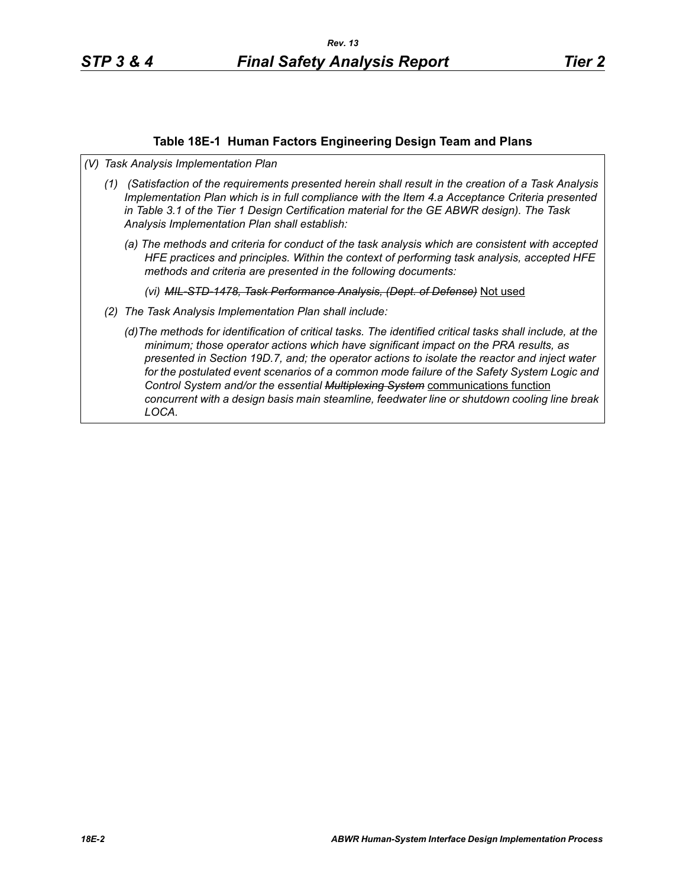### Table 18E-1 Human Factors Engineering Design Team and Plans

*(V) Task Analysis Implementation Plan*

*(1) (Satisfaction of the requirements presented herein shall result in the creation of a Task Analysis Implementation Plan which is in full compliance with the Item 4.a Acceptance Criteria presented in Table 3.1 of the Tier 1 Design Certification material for the GE ABWR design). The Task Analysis Implementation Plan shall establish:*

*(a) The methods and criteria for conduct of the task analysis which are consistent with accepted HFE practices and principles. Within the context of performing task analysis, accepted HFE methods and criteria are presented in the following documents:*

*(vi) ~~MIL-STD-1478, Task Performance Analysis, (Dept. of Defense)~~* Not used

*(2) The Task Analysis Implementation Plan shall include:*

*(d) The methods for identification of critical tasks. The identified critical tasks shall include, at the minimum; those operator actions which have significant impact on the PRA results, as presented in Section 19D.7, and; the operator actions to isolate the reactor and inject water for the postulated event scenarios of a common mode failure of the Safety System Logic and Control System and/or the essential ~~Multiplexing System~~* communications function *concurrent with a design basis main steamline, feedwater line or shutdown cooling line break LOCA.*